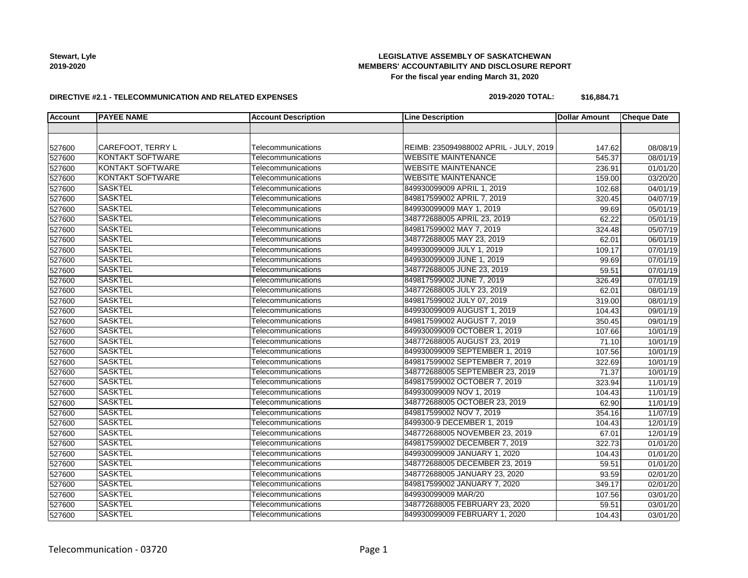**Stewart, Lyle**
**2019-2020**

**LEGISLATIVE ASSEMBLY OF SASKATCHEWAN**
**MEMBERS' ACCOUNTABILITY AND DISCLOSURE REPORT**
**For the fiscal year ending March 31, 2020**

**DIRECTIVE #2.1 - TELECOMMUNICATION AND RELATED EXPENSES**

**2019-2020 TOTAL: $16,884.71**

| Account | PAYEE NAME | Account Description | Line Description | Dollar Amount | Cheque Date |
|---|---|---|---|---|---|
| | | | | | |
| 527600 | CAREFOOT, TERRY L | Telecommunications | REIMB: 235094988002 APRIL - JULY, 2019 | 147.62 | 08/08/19 |
| 527600 | KONTAKT SOFTWARE | Telecommunications | WEBSITE MAINTENANCE | 545.37 | 08/01/19 |
| 527600 | KONTAKT SOFTWARE | Telecommunications | WEBSITE MAINTENANCE | 236.91 | 01/01/20 |
| 527600 | KONTAKT SOFTWARE | Telecommunications | WEBSITE MAINTENANCE | 159.00 | 03/20/20 |
| 527600 | SASKTEL | Telecommunications | 849930099009 APRIL 1, 2019 | 102.68 | 04/01/19 |
| 527600 | SASKTEL | Telecommunications | 849817599002 APRIL 7, 2019 | 320.45 | 04/07/19 |
| 527600 | SASKTEL | Telecommunications | 849930099009 MAY 1, 2019 | 99.69 | 05/01/19 |
| 527600 | SASKTEL | Telecommunications | 348772688005 APRIL 23, 2019 | 62.22 | 05/01/19 |
| 527600 | SASKTEL | Telecommunications | 849817599002 MAY 7, 2019 | 324.48 | 05/07/19 |
| 527600 | SASKTEL | Telecommunications | 348772688005 MAY 23, 2019 | 62.01 | 06/01/19 |
| 527600 | SASKTEL | Telecommunications | 849930099009 JULY 1, 2019 | 109.17 | 07/01/19 |
| 527600 | SASKTEL | Telecommunications | 849930099009 JUNE 1, 2019 | 99.69 | 07/01/19 |
| 527600 | SASKTEL | Telecommunications | 348772688005 JUNE 23, 2019 | 59.51 | 07/01/19 |
| 527600 | SASKTEL | Telecommunications | 849817599002 JUNE 7, 2019 | 326.49 | 07/01/19 |
| 527600 | SASKTEL | Telecommunications | 348772688005 JULY 23, 2019 | 62.01 | 08/01/19 |
| 527600 | SASKTEL | Telecommunications | 849817599002 JULY 07, 2019 | 319.00 | 08/01/19 |
| 527600 | SASKTEL | Telecommunications | 849930099009 AUGUST 1, 2019 | 104.43 | 09/01/19 |
| 527600 | SASKTEL | Telecommunications | 849817599002 AUGUST 7, 2019 | 350.45 | 09/01/19 |
| 527600 | SASKTEL | Telecommunications | 849930099009 OCTOBER 1, 2019 | 107.66 | 10/01/19 |
| 527600 | SASKTEL | Telecommunications | 348772688005 AUGUST 23, 2019 | 71.10 | 10/01/19 |
| 527600 | SASKTEL | Telecommunications | 849930099009 SEPTEMBER 1, 2019 | 107.56 | 10/01/19 |
| 527600 | SASKTEL | Telecommunications | 849817599002 SEPTEMBER 7, 2019 | 322.69 | 10/01/19 |
| 527600 | SASKTEL | Telecommunications | 348772688005 SEPTEMBER 23, 2019 | 71.37 | 10/01/19 |
| 527600 | SASKTEL | Telecommunications | 849817599002 OCTOBER 7, 2019 | 323.94 | 11/01/19 |
| 527600 | SASKTEL | Telecommunications | 849930099009 NOV 1, 2019 | 104.43 | 11/01/19 |
| 527600 | SASKTEL | Telecommunications | 348772688005 OCTOBER 23, 2019 | 62.90 | 11/01/19 |
| 527600 | SASKTEL | Telecommunications | 849817599002 NOV 7, 2019 | 354.16 | 11/07/19 |
| 527600 | SASKTEL | Telecommunications | 8499300-9 DECEMBER 1, 2019 | 104.43 | 12/01/19 |
| 527600 | SASKTEL | Telecommunications | 348772688005 NOVEMBER 23, 2019 | 67.01 | 12/01/19 |
| 527600 | SASKTEL | Telecommunications | 849817599002 DECEMBER 7, 2019 | 322.73 | 01/01/20 |
| 527600 | SASKTEL | Telecommunications | 849930099009 JANUARY 1, 2020 | 104.43 | 01/01/20 |
| 527600 | SASKTEL | Telecommunications | 348772688005 DECEMBER 23, 2019 | 59.51 | 01/01/20 |
| 527600 | SASKTEL | Telecommunications | 348772688005 JANUARY 23, 2020 | 93.59 | 02/01/20 |
| 527600 | SASKTEL | Telecommunications | 849817599002 JANUARY 7, 2020 | 349.17 | 02/01/20 |
| 527600 | SASKTEL | Telecommunications | 849930099009 MAR/20 | 107.56 | 03/01/20 |
| 527600 | SASKTEL | Telecommunications | 348772688005 FEBRUARY 23, 2020 | 59.51 | 03/01/20 |
| 527600 | SASKTEL | Telecommunications | 849930099009 FEBRUARY 1, 2020 | 104.43 | 03/01/20 |

Telecommunication - 03720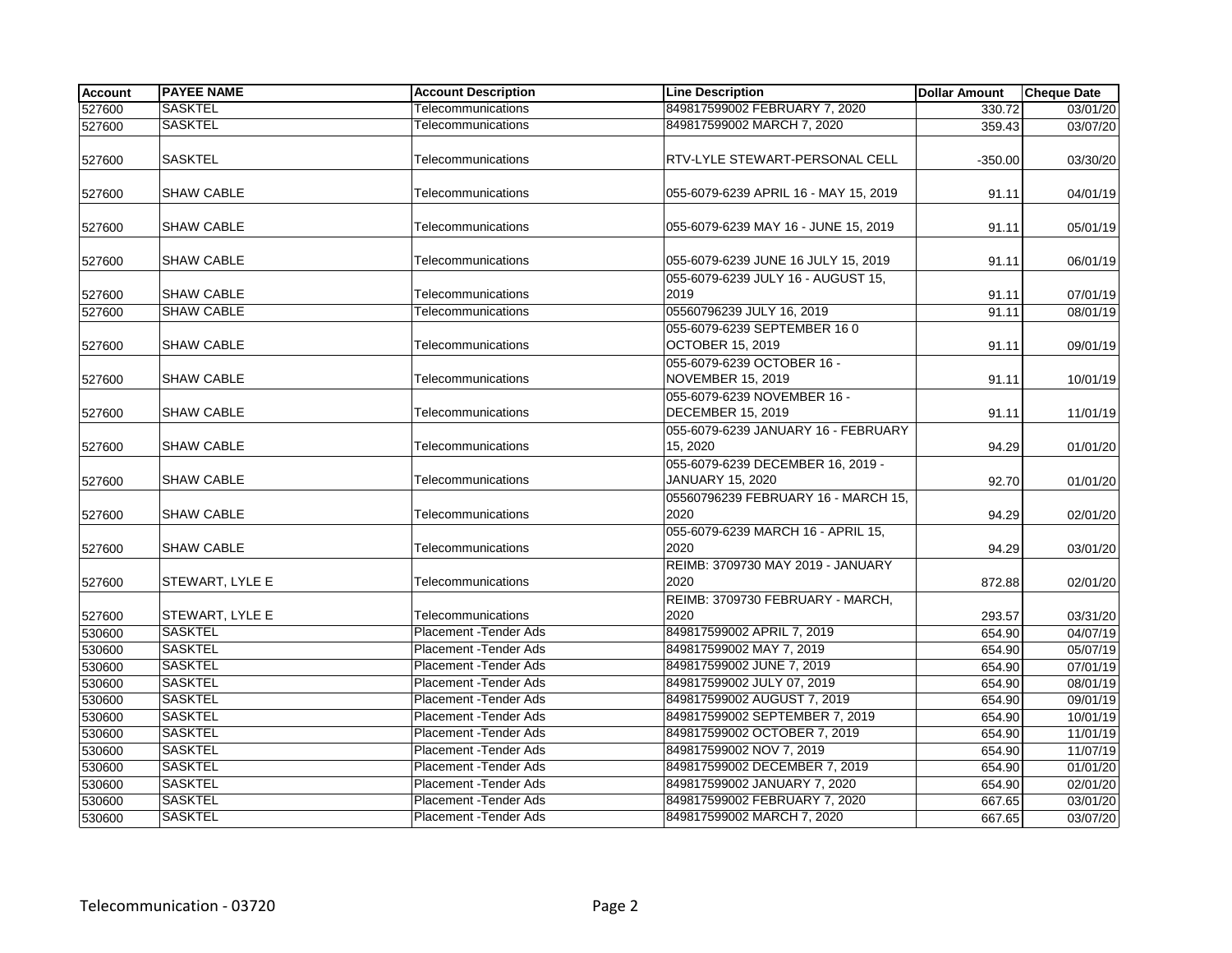| Account | PAYEE NAME | Account Description | Line Description | Dollar Amount | Cheque Date |
|---|---|---|---|---|---|
| 527600 | SASKTEL | Telecommunications | 849817599002 FEBRUARY 7, 2020 | 330.72 | 03/01/20 |
| 527600 | SASKTEL | Telecommunications | 849817599002 MARCH 7, 2020 | 359.43 | 03/07/20 |
| 527600 | SASKTEL | Telecommunications | RTV-LYLE STEWART-PERSONAL CELL | -350.00 | 03/30/20 |
| 527600 | SHAW CABLE | Telecommunications | 055-6079-6239 APRIL 16 - MAY 15, 2019 | 91.11 | 04/01/19 |
| 527600 | SHAW CABLE | Telecommunications | 055-6079-6239 MAY 16 - JUNE 15, 2019 | 91.11 | 05/01/19 |
| 527600 | SHAW CABLE | Telecommunications | 055-6079-6239 JUNE 16 JULY 15, 2019 | 91.11 | 06/01/19 |
| 527600 | SHAW CABLE | Telecommunications | 055-6079-6239 JULY 16 - AUGUST 15, 2019 | 91.11 | 07/01/19 |
| 527600 | SHAW CABLE | Telecommunications | 05560796239 JULY 16, 2019 | 91.11 | 08/01/19 |
| 527600 | SHAW CABLE | Telecommunications | 055-6079-6239 SEPTEMBER 16 0 OCTOBER 15, 2019 | 91.11 | 09/01/19 |
| 527600 | SHAW CABLE | Telecommunications | 055-6079-6239 OCTOBER 16 - NOVEMBER 15, 2019 | 91.11 | 10/01/19 |
| 527600 | SHAW CABLE | Telecommunications | 055-6079-6239 NOVEMBER 16 - DECEMBER 15, 2019 | 91.11 | 11/01/19 |
| 527600 | SHAW CABLE | Telecommunications | 055-6079-6239 JANUARY 16 - FEBRUARY 15, 2020 | 94.29 | 01/01/20 |
| 527600 | SHAW CABLE | Telecommunications | 055-6079-6239 DECEMBER 16, 2019 - JANUARY 15, 2020 | 92.70 | 01/01/20 |
| 527600 | SHAW CABLE | Telecommunications | 05560796239 FEBRUARY 16 - MARCH 15, 2020 | 94.29 | 02/01/20 |
| 527600 | SHAW CABLE | Telecommunications | 055-6079-6239 MARCH 16 - APRIL 15, 2020 | 94.29 | 03/01/20 |
| 527600 | STEWART, LYLE E | Telecommunications | REIMB: 3709730 MAY 2019 - JANUARY 2020 | 872.88 | 02/01/20 |
| 527600 | STEWART, LYLE E | Telecommunications | REIMB: 3709730 FEBRUARY - MARCH, 2020 | 293.57 | 03/31/20 |
| 530600 | SASKTEL | Placement -Tender Ads | 849817599002 APRIL 7, 2019 | 654.90 | 04/07/19 |
| 530600 | SASKTEL | Placement -Tender Ads | 849817599002 MAY 7, 2019 | 654.90 | 05/07/19 |
| 530600 | SASKTEL | Placement -Tender Ads | 849817599002 JUNE 7, 2019 | 654.90 | 07/01/19 |
| 530600 | SASKTEL | Placement -Tender Ads | 849817599002 JULY 07, 2019 | 654.90 | 08/01/19 |
| 530600 | SASKTEL | Placement -Tender Ads | 849817599002 AUGUST 7, 2019 | 654.90 | 09/01/19 |
| 530600 | SASKTEL | Placement -Tender Ads | 849817599002 SEPTEMBER 7, 2019 | 654.90 | 10/01/19 |
| 530600 | SASKTEL | Placement -Tender Ads | 849817599002 OCTOBER 7, 2019 | 654.90 | 11/01/19 |
| 530600 | SASKTEL | Placement -Tender Ads | 849817599002 NOV 7, 2019 | 654.90 | 11/07/19 |
| 530600 | SASKTEL | Placement -Tender Ads | 849817599002 DECEMBER 7, 2019 | 654.90 | 01/01/20 |
| 530600 | SASKTEL | Placement -Tender Ads | 849817599002 JANUARY 7, 2020 | 654.90 | 02/01/20 |
| 530600 | SASKTEL | Placement -Tender Ads | 849817599002 FEBRUARY 7, 2020 | 667.65 | 03/01/20 |
| 530600 | SASKTEL | Placement -Tender Ads | 849817599002 MARCH 7, 2020 | 667.65 | 03/07/20 |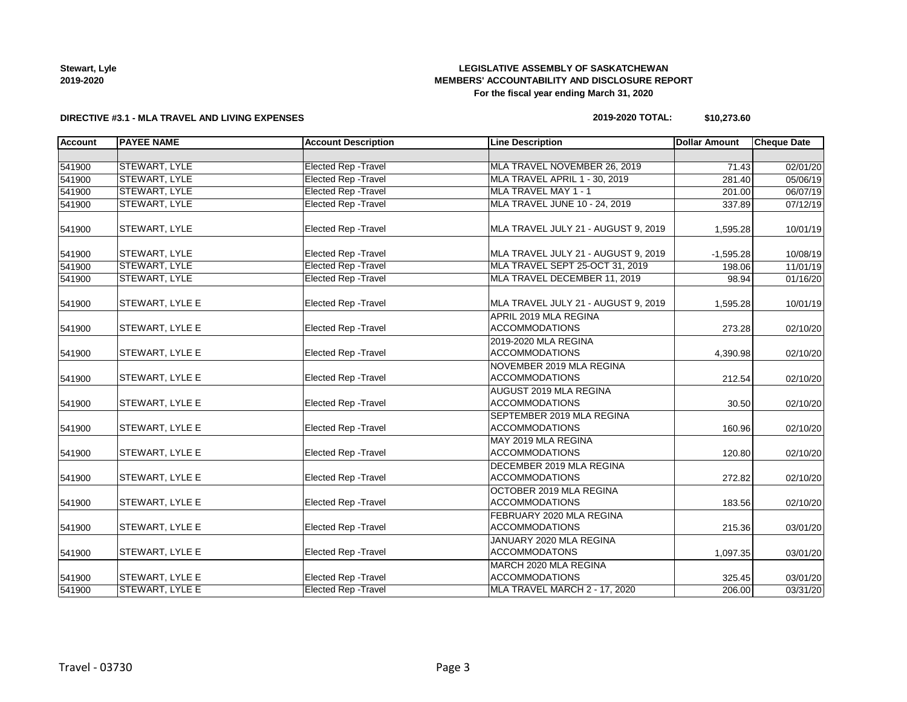**Stewart, Lyle**
**2019-2020**

**LEGISLATIVE ASSEMBLY OF SASKATCHEWAN**
**MEMBERS' ACCOUNTABILITY AND DISCLOSURE REPORT**
**For the fiscal year ending March 31, 2020**

**DIRECTIVE #3.1 - MLA TRAVEL AND LIVING EXPENSES**

**2019-2020 TOTAL: $10,273.60**

| Account | PAYEE NAME | Account Description | Line Description | Dollar Amount | Cheque Date |
|---|---|---|---|---|---|
| | | | | | |
| 541900 | STEWART, LYLE | Elected Rep -Travel | MLA TRAVEL NOVEMBER 26, 2019 | 71.43 | 02/01/20 |
| 541900 | STEWART, LYLE | Elected Rep -Travel | MLA TRAVEL APRIL 1 - 30, 2019 | 281.40 | 05/06/19 |
| 541900 | STEWART, LYLE | Elected Rep -Travel | MLA TRAVEL MAY 1 - 1 | 201.00 | 06/07/19 |
| 541900 | STEWART, LYLE | Elected Rep -Travel | MLA TRAVEL JUNE 10 - 24, 2019 | 337.89 | 07/12/19 |
| 541900 | STEWART, LYLE | Elected Rep -Travel | MLA TRAVEL JULY 21 - AUGUST 9, 2019 | 1,595.28 | 10/01/19 |
| 541900 | STEWART, LYLE | Elected Rep -Travel | MLA TRAVEL JULY 21 - AUGUST 9, 2019 | -1,595.28 | 10/08/19 |
| 541900 | STEWART, LYLE | Elected Rep -Travel | MLA TRAVEL SEPT 25-OCT 31, 2019 | 198.06 | 11/01/19 |
| 541900 | STEWART, LYLE | Elected Rep -Travel | MLA TRAVEL DECEMBER 11, 2019 | 98.94 | 01/16/20 |
| 541900 | STEWART, LYLE E | Elected Rep -Travel | MLA TRAVEL JULY 21 - AUGUST 9, 2019 | 1,595.28 | 10/01/19 |
| 541900 | STEWART, LYLE E | Elected Rep -Travel | APRIL 2019 MLA REGINA ACCOMMODATIONS | 273.28 | 02/10/20 |
| 541900 | STEWART, LYLE E | Elected Rep -Travel | 2019-2020 MLA REGINA ACCOMMODATIONS | 4,390.98 | 02/10/20 |
| 541900 | STEWART, LYLE E | Elected Rep -Travel | NOVEMBER 2019 MLA REGINA ACCOMMODATIONS | 212.54 | 02/10/20 |
| 541900 | STEWART, LYLE E | Elected Rep -Travel | AUGUST 2019 MLA REGINA ACCOMMODATIONS | 30.50 | 02/10/20 |
| 541900 | STEWART, LYLE E | Elected Rep -Travel | SEPTEMBER 2019 MLA REGINA ACCOMMODATIONS | 160.96 | 02/10/20 |
| 541900 | STEWART, LYLE E | Elected Rep -Travel | MAY 2019 MLA REGINA ACCOMMODATIONS | 120.80 | 02/10/20 |
| 541900 | STEWART, LYLE E | Elected Rep -Travel | DECEMBER 2019 MLA REGINA ACCOMMODATIONS | 272.82 | 02/10/20 |
| 541900 | STEWART, LYLE E | Elected Rep -Travel | OCTOBER 2019 MLA REGINA ACCOMMODATIONS | 183.56 | 02/10/20 |
| 541900 | STEWART, LYLE E | Elected Rep -Travel | FEBRUARY 2020 MLA REGINA ACCOMMODATIONS | 215.36 | 03/01/20 |
| 541900 | STEWART, LYLE E | Elected Rep -Travel | JANUARY 2020 MLA REGINA ACCOMMODATONS | 1,097.35 | 03/01/20 |
| 541900 | STEWART, LYLE E | Elected Rep -Travel | MARCH 2020 MLA REGINA ACCOMMODATIONS | 325.45 | 03/01/20 |
| 541900 | STEWART, LYLE E | Elected Rep -Travel | MLA TRAVEL MARCH 2 - 17, 2020 | 206.00 | 03/31/20 |

Travel - 03730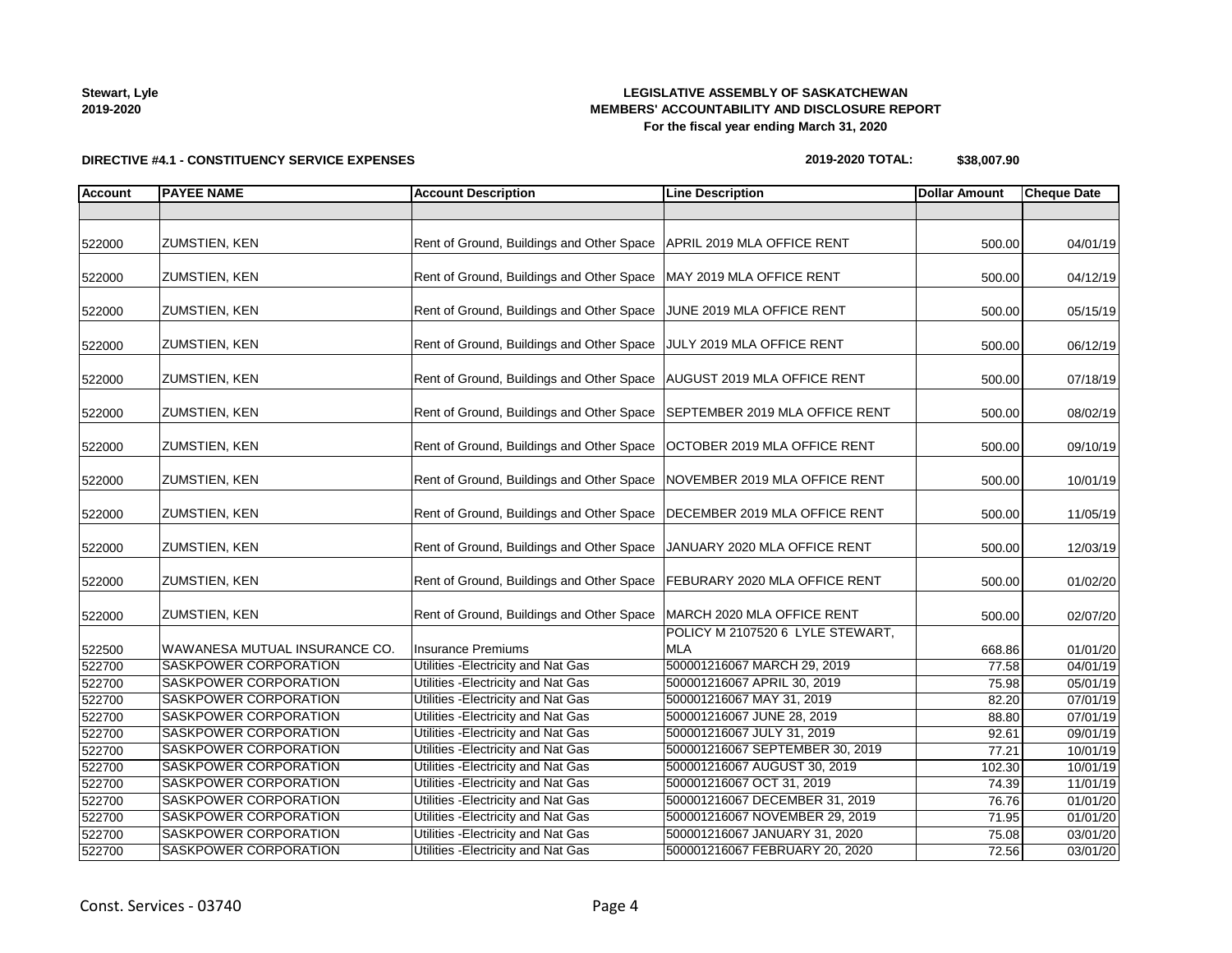**Stewart, Lyle**
**2019-2020**

**LEGISLATIVE ASSEMBLY OF SASKATCHEWAN**
**MEMBERS' ACCOUNTABILITY AND DISCLOSURE REPORT**
**For the fiscal year ending March 31, 2020**

**DIRECTIVE #4.1 - CONSTITUENCY SERVICE EXPENSES**

**2019-2020 TOTAL: $38,007.90**

| Account | PAYEE NAME | Account Description | Line Description | Dollar Amount | Cheque Date |
|---|---|---|---|---|---|
| | | | | | |
| 522000 | ZUMSTIEN, KEN | Rent of Ground, Buildings and Other Space | APRIL 2019 MLA OFFICE RENT | 500.00 | 04/01/19 |
| 522000 | ZUMSTIEN, KEN | Rent of Ground, Buildings and Other Space | MAY 2019 MLA OFFICE RENT | 500.00 | 04/12/19 |
| 522000 | ZUMSTIEN, KEN | Rent of Ground, Buildings and Other Space | JUNE 2019 MLA OFFICE RENT | 500.00 | 05/15/19 |
| 522000 | ZUMSTIEN, KEN | Rent of Ground, Buildings and Other Space | JULY 2019 MLA OFFICE RENT | 500.00 | 06/12/19 |
| 522000 | ZUMSTIEN, KEN | Rent of Ground, Buildings and Other Space | AUGUST 2019 MLA OFFICE RENT | 500.00 | 07/18/19 |
| 522000 | ZUMSTIEN, KEN | Rent of Ground, Buildings and Other Space | SEPTEMBER 2019 MLA OFFICE RENT | 500.00 | 08/02/19 |
| 522000 | ZUMSTIEN, KEN | Rent of Ground, Buildings and Other Space | OCTOBER 2019 MLA OFFICE RENT | 500.00 | 09/10/19 |
| 522000 | ZUMSTIEN, KEN | Rent of Ground, Buildings and Other Space | NOVEMBER 2019 MLA OFFICE RENT | 500.00 | 10/01/19 |
| 522000 | ZUMSTIEN, KEN | Rent of Ground, Buildings and Other Space | DECEMBER 2019 MLA OFFICE RENT | 500.00 | 11/05/19 |
| 522000 | ZUMSTIEN, KEN | Rent of Ground, Buildings and Other Space | JANUARY 2020 MLA OFFICE RENT | 500.00 | 12/03/19 |
| 522000 | ZUMSTIEN, KEN | Rent of Ground, Buildings and Other Space | FEBURARY 2020 MLA OFFICE RENT | 500.00 | 01/02/20 |
| 522000 | ZUMSTIEN, KEN | Rent of Ground, Buildings and Other Space | MARCH 2020 MLA OFFICE RENT | 500.00 | 02/07/20 |
| 522500 | WAWANESA MUTUAL INSURANCE CO. | Insurance Premiums | POLICY M 2107520 6 LYLE STEWART, MLA | 668.86 | 01/01/20 |
| 522700 | SASKPOWER CORPORATION | Utilities -Electricity and Nat Gas | 500001216067 MARCH 29, 2019 | 77.58 | 04/01/19 |
| 522700 | SASKPOWER CORPORATION | Utilities -Electricity and Nat Gas | 500001216067 APRIL 30, 2019 | 75.98 | 05/01/19 |
| 522700 | SASKPOWER CORPORATION | Utilities -Electricity and Nat Gas | 500001216067 MAY 31, 2019 | 82.20 | 07/01/19 |
| 522700 | SASKPOWER CORPORATION | Utilities -Electricity and Nat Gas | 500001216067 JUNE 28, 2019 | 88.80 | 07/01/19 |
| 522700 | SASKPOWER CORPORATION | Utilities -Electricity and Nat Gas | 500001216067 JULY 31, 2019 | 92.61 | 09/01/19 |
| 522700 | SASKPOWER CORPORATION | Utilities -Electricity and Nat Gas | 500001216067 SEPTEMBER 30, 2019 | 77.21 | 10/01/19 |
| 522700 | SASKPOWER CORPORATION | Utilities -Electricity and Nat Gas | 500001216067 AUGUST 30, 2019 | 102.30 | 10/01/19 |
| 522700 | SASKPOWER CORPORATION | Utilities -Electricity and Nat Gas | 500001216067 OCT 31, 2019 | 74.39 | 11/01/19 |
| 522700 | SASKPOWER CORPORATION | Utilities -Electricity and Nat Gas | 500001216067 DECEMBER 31, 2019 | 76.76 | 01/01/20 |
| 522700 | SASKPOWER CORPORATION | Utilities -Electricity and Nat Gas | 500001216067 NOVEMBER 29, 2019 | 71.95 | 01/01/20 |
| 522700 | SASKPOWER CORPORATION | Utilities -Electricity and Nat Gas | 500001216067 JANUARY 31, 2020 | 75.08 | 03/01/20 |
| 522700 | SASKPOWER CORPORATION | Utilities -Electricity and Nat Gas | 500001216067 FEBRUARY 20, 2020 | 72.56 | 03/01/20 |

Const. Services - 03740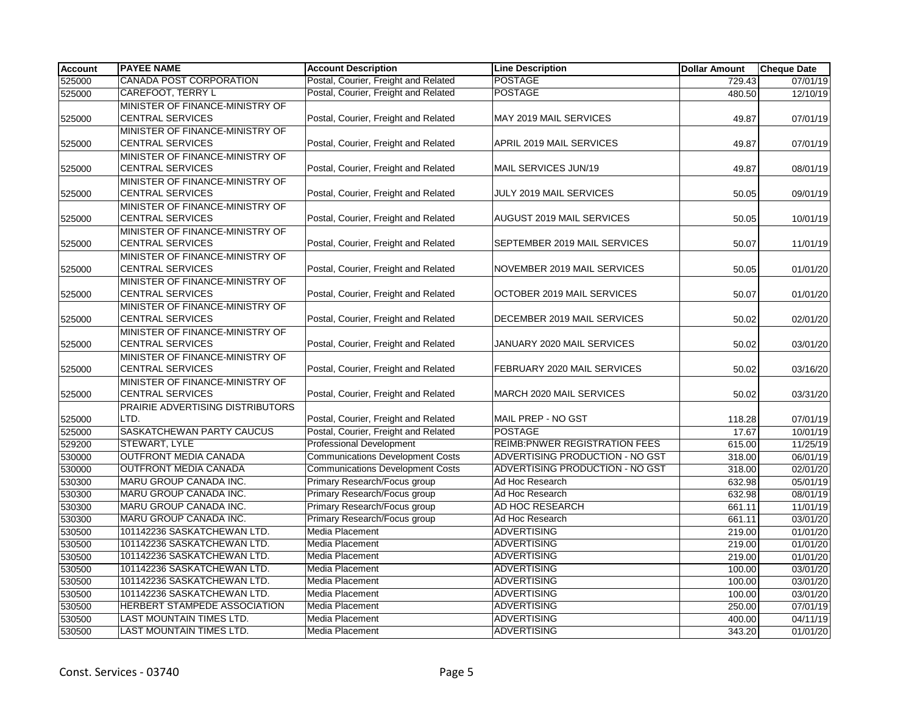| Account | PAYEE NAME | Account Description | Line Description | Dollar Amount | Cheque Date |
|---|---|---|---|---|---|
| 525000 | CANADA POST CORPORATION | Postal, Courier, Freight and Related | POSTAGE | 729.43 | 07/01/19 |
| 525000 | CAREFOOT, TERRY L | Postal, Courier, Freight and Related | POSTAGE | 480.50 | 12/10/19 |
| 525000 | MINISTER OF FINANCE-MINISTRY OF CENTRAL SERVICES | Postal, Courier, Freight and Related | MAY 2019 MAIL SERVICES | 49.87 | 07/01/19 |
| 525000 | MINISTER OF FINANCE-MINISTRY OF CENTRAL SERVICES | Postal, Courier, Freight and Related | APRIL 2019 MAIL SERVICES | 49.87 | 07/01/19 |
| 525000 | MINISTER OF FINANCE-MINISTRY OF CENTRAL SERVICES | Postal, Courier, Freight and Related | MAIL SERVICES JUN/19 | 49.87 | 08/01/19 |
| 525000 | MINISTER OF FINANCE-MINISTRY OF CENTRAL SERVICES | Postal, Courier, Freight and Related | JULY 2019 MAIL SERVICES | 50.05 | 09/01/19 |
| 525000 | MINISTER OF FINANCE-MINISTRY OF CENTRAL SERVICES | Postal, Courier, Freight and Related | AUGUST 2019 MAIL SERVICES | 50.05 | 10/01/19 |
| 525000 | MINISTER OF FINANCE-MINISTRY OF CENTRAL SERVICES | Postal, Courier, Freight and Related | SEPTEMBER 2019 MAIL SERVICES | 50.07 | 11/01/19 |
| 525000 | MINISTER OF FINANCE-MINISTRY OF CENTRAL SERVICES | Postal, Courier, Freight and Related | NOVEMBER 2019 MAIL SERVICES | 50.05 | 01/01/20 |
| 525000 | MINISTER OF FINANCE-MINISTRY OF CENTRAL SERVICES | Postal, Courier, Freight and Related | OCTOBER 2019 MAIL SERVICES | 50.07 | 01/01/20 |
| 525000 | MINISTER OF FINANCE-MINISTRY OF CENTRAL SERVICES | Postal, Courier, Freight and Related | DECEMBER 2019 MAIL SERVICES | 50.02 | 02/01/20 |
| 525000 | MINISTER OF FINANCE-MINISTRY OF CENTRAL SERVICES | Postal, Courier, Freight and Related | JANUARY 2020 MAIL SERVICES | 50.02 | 03/01/20 |
| 525000 | MINISTER OF FINANCE-MINISTRY OF CENTRAL SERVICES | Postal, Courier, Freight and Related | FEBRUARY 2020 MAIL SERVICES | 50.02 | 03/16/20 |
| 525000 | MINISTER OF FINANCE-MINISTRY OF CENTRAL SERVICES | Postal, Courier, Freight and Related | MARCH 2020 MAIL SERVICES | 50.02 | 03/31/20 |
| 525000 | PRAIRIE ADVERTISING DISTRIBUTORS LTD. | Postal, Courier, Freight and Related | MAIL PREP - NO GST | 118.28 | 07/01/19 |
| 525000 | SASKATCHEWAN PARTY CAUCUS | Postal, Courier, Freight and Related | POSTAGE | 17.67 | 10/01/19 |
| 529200 | STEWART, LYLE | Professional Development | REIMB:PNWER REGISTRATION FEES | 615.00 | 11/25/19 |
| 530000 | OUTFRONT MEDIA CANADA | Communications Development Costs | ADVERTISING PRODUCTION - NO GST | 318.00 | 06/01/19 |
| 530000 | OUTFRONT MEDIA CANADA | Communications Development Costs | ADVERTISING PRODUCTION - NO GST | 318.00 | 02/01/20 |
| 530300 | MARU GROUP CANADA INC. | Primary Research/Focus group | Ad Hoc Research | 632.98 | 05/01/19 |
| 530300 | MARU GROUP CANADA INC. | Primary Research/Focus group | Ad Hoc Research | 632.98 | 08/01/19 |
| 530300 | MARU GROUP CANADA INC. | Primary Research/Focus group | AD HOC RESEARCH | 661.11 | 11/01/19 |
| 530300 | MARU GROUP CANADA INC. | Primary Research/Focus group | Ad Hoc Research | 661.11 | 03/01/20 |
| 530500 | 101142236 SASKATCHEWAN LTD. | Media Placement | ADVERTISING | 219.00 | 01/01/20 |
| 530500 | 101142236 SASKATCHEWAN LTD. | Media Placement | ADVERTISING | 219.00 | 01/01/20 |
| 530500 | 101142236 SASKATCHEWAN LTD. | Media Placement | ADVERTISING | 219.00 | 01/01/20 |
| 530500 | 101142236 SASKATCHEWAN LTD. | Media Placement | ADVERTISING | 100.00 | 03/01/20 |
| 530500 | 101142236 SASKATCHEWAN LTD. | Media Placement | ADVERTISING | 100.00 | 03/01/20 |
| 530500 | 101142236 SASKATCHEWAN LTD. | Media Placement | ADVERTISING | 100.00 | 03/01/20 |
| 530500 | HERBERT STAMPEDE ASSOCIATION | Media Placement | ADVERTISING | 250.00 | 07/01/19 |
| 530500 | LAST MOUNTAIN TIMES LTD. | Media Placement | ADVERTISING | 400.00 | 04/11/19 |
| 530500 | LAST MOUNTAIN TIMES LTD. | Media Placement | ADVERTISING | 343.20 | 01/01/20 |

Const. Services - 03740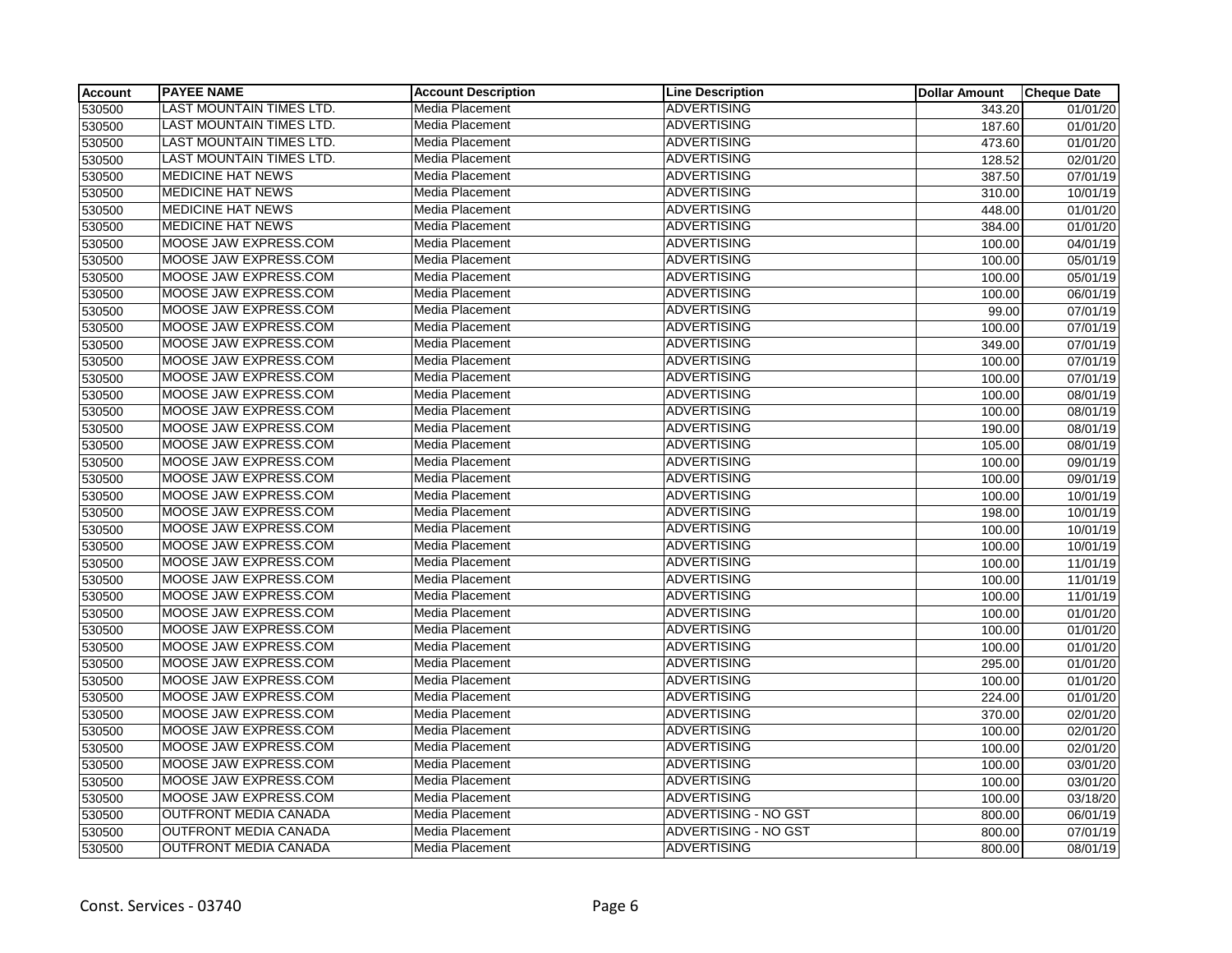| Account | PAYEE NAME | Account Description | Line Description | Dollar Amount | Cheque Date |
| --- | --- | --- | --- | --- | --- |
| 530500 | LAST MOUNTAIN TIMES LTD. | Media Placement | ADVERTISING | 343.20 | 01/01/20 |
| 530500 | LAST MOUNTAIN TIMES LTD. | Media Placement | ADVERTISING | 187.60 | 01/01/20 |
| 530500 | LAST MOUNTAIN TIMES LTD. | Media Placement | ADVERTISING | 473.60 | 01/01/20 |
| 530500 | LAST MOUNTAIN TIMES LTD. | Media Placement | ADVERTISING | 128.52 | 02/01/20 |
| 530500 | MEDICINE HAT NEWS | Media Placement | ADVERTISING | 387.50 | 07/01/19 |
| 530500 | MEDICINE HAT NEWS | Media Placement | ADVERTISING | 310.00 | 10/01/19 |
| 530500 | MEDICINE HAT NEWS | Media Placement | ADVERTISING | 448.00 | 01/01/20 |
| 530500 | MEDICINE HAT NEWS | Media Placement | ADVERTISING | 384.00 | 01/01/20 |
| 530500 | MOOSE JAW EXPRESS.COM | Media Placement | ADVERTISING | 100.00 | 04/01/19 |
| 530500 | MOOSE JAW EXPRESS.COM | Media Placement | ADVERTISING | 100.00 | 05/01/19 |
| 530500 | MOOSE JAW EXPRESS.COM | Media Placement | ADVERTISING | 100.00 | 05/01/19 |
| 530500 | MOOSE JAW EXPRESS.COM | Media Placement | ADVERTISING | 100.00 | 06/01/19 |
| 530500 | MOOSE JAW EXPRESS.COM | Media Placement | ADVERTISING | 99.00 | 07/01/19 |
| 530500 | MOOSE JAW EXPRESS.COM | Media Placement | ADVERTISING | 100.00 | 07/01/19 |
| 530500 | MOOSE JAW EXPRESS.COM | Media Placement | ADVERTISING | 349.00 | 07/01/19 |
| 530500 | MOOSE JAW EXPRESS.COM | Media Placement | ADVERTISING | 100.00 | 07/01/19 |
| 530500 | MOOSE JAW EXPRESS.COM | Media Placement | ADVERTISING | 100.00 | 07/01/19 |
| 530500 | MOOSE JAW EXPRESS.COM | Media Placement | ADVERTISING | 100.00 | 08/01/19 |
| 530500 | MOOSE JAW EXPRESS.COM | Media Placement | ADVERTISING | 100.00 | 08/01/19 |
| 530500 | MOOSE JAW EXPRESS.COM | Media Placement | ADVERTISING | 190.00 | 08/01/19 |
| 530500 | MOOSE JAW EXPRESS.COM | Media Placement | ADVERTISING | 105.00 | 08/01/19 |
| 530500 | MOOSE JAW EXPRESS.COM | Media Placement | ADVERTISING | 100.00 | 09/01/19 |
| 530500 | MOOSE JAW EXPRESS.COM | Media Placement | ADVERTISING | 100.00 | 09/01/19 |
| 530500 | MOOSE JAW EXPRESS.COM | Media Placement | ADVERTISING | 100.00 | 10/01/19 |
| 530500 | MOOSE JAW EXPRESS.COM | Media Placement | ADVERTISING | 198.00 | 10/01/19 |
| 530500 | MOOSE JAW EXPRESS.COM | Media Placement | ADVERTISING | 100.00 | 10/01/19 |
| 530500 | MOOSE JAW EXPRESS.COM | Media Placement | ADVERTISING | 100.00 | 10/01/19 |
| 530500 | MOOSE JAW EXPRESS.COM | Media Placement | ADVERTISING | 100.00 | 11/01/19 |
| 530500 | MOOSE JAW EXPRESS.COM | Media Placement | ADVERTISING | 100.00 | 11/01/19 |
| 530500 | MOOSE JAW EXPRESS.COM | Media Placement | ADVERTISING | 100.00 | 11/01/19 |
| 530500 | MOOSE JAW EXPRESS.COM | Media Placement | ADVERTISING | 100.00 | 01/01/20 |
| 530500 | MOOSE JAW EXPRESS.COM | Media Placement | ADVERTISING | 100.00 | 01/01/20 |
| 530500 | MOOSE JAW EXPRESS.COM | Media Placement | ADVERTISING | 100.00 | 01/01/20 |
| 530500 | MOOSE JAW EXPRESS.COM | Media Placement | ADVERTISING | 295.00 | 01/01/20 |
| 530500 | MOOSE JAW EXPRESS.COM | Media Placement | ADVERTISING | 100.00 | 01/01/20 |
| 530500 | MOOSE JAW EXPRESS.COM | Media Placement | ADVERTISING | 224.00 | 01/01/20 |
| 530500 | MOOSE JAW EXPRESS.COM | Media Placement | ADVERTISING | 370.00 | 02/01/20 |
| 530500 | MOOSE JAW EXPRESS.COM | Media Placement | ADVERTISING | 100.00 | 02/01/20 |
| 530500 | MOOSE JAW EXPRESS.COM | Media Placement | ADVERTISING | 100.00 | 02/01/20 |
| 530500 | MOOSE JAW EXPRESS.COM | Media Placement | ADVERTISING | 100.00 | 03/01/20 |
| 530500 | MOOSE JAW EXPRESS.COM | Media Placement | ADVERTISING | 100.00 | 03/01/20 |
| 530500 | MOOSE JAW EXPRESS.COM | Media Placement | ADVERTISING | 100.00 | 03/18/20 |
| 530500 | OUTFRONT MEDIA CANADA | Media Placement | ADVERTISING - NO GST | 800.00 | 06/01/19 |
| 530500 | OUTFRONT MEDIA CANADA | Media Placement | ADVERTISING - NO GST | 800.00 | 07/01/19 |
| 530500 | OUTFRONT MEDIA CANADA | Media Placement | ADVERTISING | 800.00 | 08/01/19 |

Const. Services - 03740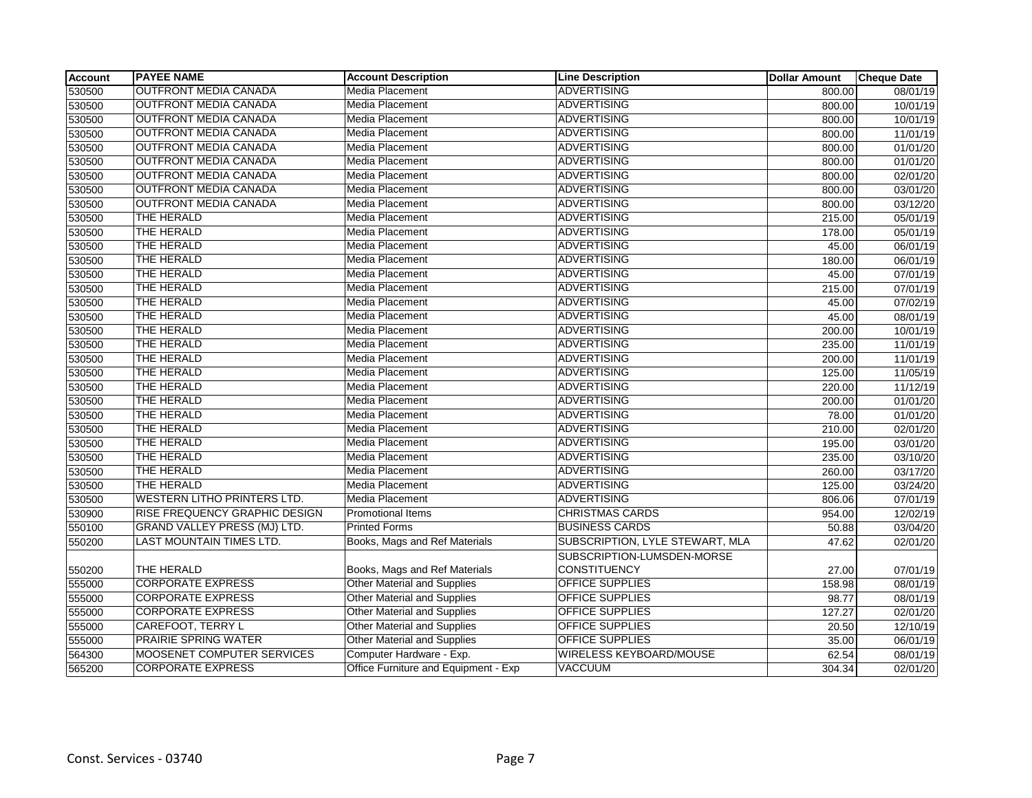| Account | PAYEE NAME | Account Description | Line Description | Dollar Amount | Cheque Date |
|---|---|---|---|---|---|
| 530500 | OUTFRONT MEDIA CANADA | Media Placement | ADVERTISING | 800.00 | 08/01/19 |
| 530500 | OUTFRONT MEDIA CANADA | Media Placement | ADVERTISING | 800.00 | 10/01/19 |
| 530500 | OUTFRONT MEDIA CANADA | Media Placement | ADVERTISING | 800.00 | 10/01/19 |
| 530500 | OUTFRONT MEDIA CANADA | Media Placement | ADVERTISING | 800.00 | 11/01/19 |
| 530500 | OUTFRONT MEDIA CANADA | Media Placement | ADVERTISING | 800.00 | 01/01/20 |
| 530500 | OUTFRONT MEDIA CANADA | Media Placement | ADVERTISING | 800.00 | 01/01/20 |
| 530500 | OUTFRONT MEDIA CANADA | Media Placement | ADVERTISING | 800.00 | 02/01/20 |
| 530500 | OUTFRONT MEDIA CANADA | Media Placement | ADVERTISING | 800.00 | 03/01/20 |
| 530500 | OUTFRONT MEDIA CANADA | Media Placement | ADVERTISING | 800.00 | 03/12/20 |
| 530500 | THE HERALD | Media Placement | ADVERTISING | 215.00 | 05/01/19 |
| 530500 | THE HERALD | Media Placement | ADVERTISING | 178.00 | 05/01/19 |
| 530500 | THE HERALD | Media Placement | ADVERTISING | 45.00 | 06/01/19 |
| 530500 | THE HERALD | Media Placement | ADVERTISING | 180.00 | 06/01/19 |
| 530500 | THE HERALD | Media Placement | ADVERTISING | 45.00 | 07/01/19 |
| 530500 | THE HERALD | Media Placement | ADVERTISING | 215.00 | 07/01/19 |
| 530500 | THE HERALD | Media Placement | ADVERTISING | 45.00 | 07/02/19 |
| 530500 | THE HERALD | Media Placement | ADVERTISING | 45.00 | 08/01/19 |
| 530500 | THE HERALD | Media Placement | ADVERTISING | 200.00 | 10/01/19 |
| 530500 | THE HERALD | Media Placement | ADVERTISING | 235.00 | 11/01/19 |
| 530500 | THE HERALD | Media Placement | ADVERTISING | 200.00 | 11/01/19 |
| 530500 | THE HERALD | Media Placement | ADVERTISING | 125.00 | 11/05/19 |
| 530500 | THE HERALD | Media Placement | ADVERTISING | 220.00 | 11/12/19 |
| 530500 | THE HERALD | Media Placement | ADVERTISING | 200.00 | 01/01/20 |
| 530500 | THE HERALD | Media Placement | ADVERTISING | 78.00 | 01/01/20 |
| 530500 | THE HERALD | Media Placement | ADVERTISING | 210.00 | 02/01/20 |
| 530500 | THE HERALD | Media Placement | ADVERTISING | 195.00 | 03/01/20 |
| 530500 | THE HERALD | Media Placement | ADVERTISING | 235.00 | 03/10/20 |
| 530500 | THE HERALD | Media Placement | ADVERTISING | 260.00 | 03/17/20 |
| 530500 | THE HERALD | Media Placement | ADVERTISING | 125.00 | 03/24/20 |
| 530500 | WESTERN LITHO PRINTERS LTD. | Media Placement | ADVERTISING | 806.06 | 07/01/19 |
| 530900 | RISE FREQUENCY GRAPHIC DESIGN | Promotional Items | CHRISTMAS CARDS | 954.00 | 12/02/19 |
| 550100 | GRAND VALLEY PRESS (MJ) LTD. | Printed Forms | BUSINESS CARDS | 50.88 | 03/04/20 |
| 550200 | LAST MOUNTAIN TIMES LTD. | Books, Mags and Ref Materials | SUBSCRIPTION, LYLE STEWART, MLA | 47.62 | 02/01/20 |
| 550200 | THE HERALD | Books, Mags and Ref Materials | SUBSCRIPTION-LUMSDEN-MORSE CONSTITUENCY | 27.00 | 07/01/19 |
| 555000 | CORPORATE EXPRESS | Other Material and Supplies | OFFICE SUPPLIES | 158.98 | 08/01/19 |
| 555000 | CORPORATE EXPRESS | Other Material and Supplies | OFFICE SUPPLIES | 98.77 | 08/01/19 |
| 555000 | CORPORATE EXPRESS | Other Material and Supplies | OFFICE SUPPLIES | 127.27 | 02/01/20 |
| 555000 | CAREFOOT, TERRY L | Other Material and Supplies | OFFICE SUPPLIES | 20.50 | 12/10/19 |
| 555000 | PRAIRIE SPRING WATER | Other Material and Supplies | OFFICE SUPPLIES | 35.00 | 06/01/19 |
| 564300 | MOOSENET COMPUTER SERVICES | Computer Hardware - Exp. | WIRELESS KEYBOARD/MOUSE | 62.54 | 08/01/19 |
| 565200 | CORPORATE EXPRESS | Office Furniture and Equipment - Exp | VACCUUM | 304.34 | 02/01/20 |

Const. Services - 03740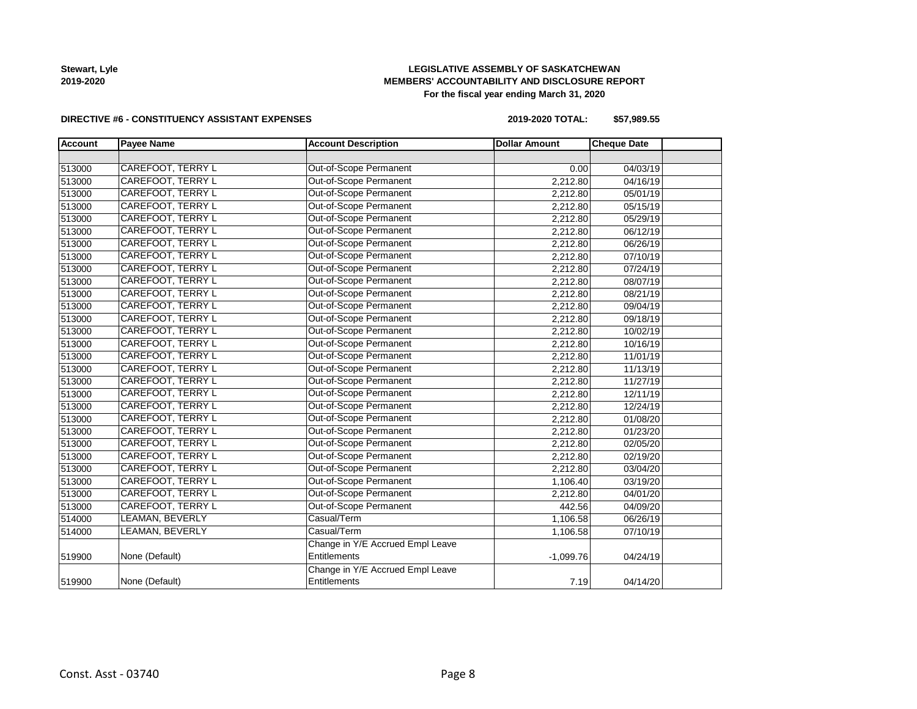**Stewart, Lyle**
**2019-2020**

**LEGISLATIVE ASSEMBLY OF SASKATCHEWAN**
**MEMBERS' ACCOUNTABILITY AND DISCLOSURE REPORT**
**For the fiscal year ending March 31, 2020**

**DIRECTIVE #6 - CONSTITUENCY ASSISTANT EXPENSES**

**2019-2020 TOTAL: $57,989.55**

| Account | Payee Name | Account Description | Dollar Amount | Cheque Date |
|---|---|---|---|---|
| | | | | |
| 513000 | CAREFOOT, TERRY L | Out-of-Scope Permanent | 0.00 | 04/03/19 |
| 513000 | CAREFOOT, TERRY L | Out-of-Scope Permanent | 2,212.80 | 04/16/19 |
| 513000 | CAREFOOT, TERRY L | Out-of-Scope Permanent | 2,212.80 | 05/01/19 |
| 513000 | CAREFOOT, TERRY L | Out-of-Scope Permanent | 2,212.80 | 05/15/19 |
| 513000 | CAREFOOT, TERRY L | Out-of-Scope Permanent | 2,212.80 | 05/29/19 |
| 513000 | CAREFOOT, TERRY L | Out-of-Scope Permanent | 2,212.80 | 06/12/19 |
| 513000 | CAREFOOT, TERRY L | Out-of-Scope Permanent | 2,212.80 | 06/26/19 |
| 513000 | CAREFOOT, TERRY L | Out-of-Scope Permanent | 2,212.80 | 07/10/19 |
| 513000 | CAREFOOT, TERRY L | Out-of-Scope Permanent | 2,212.80 | 07/24/19 |
| 513000 | CAREFOOT, TERRY L | Out-of-Scope Permanent | 2,212.80 | 08/07/19 |
| 513000 | CAREFOOT, TERRY L | Out-of-Scope Permanent | 2,212.80 | 08/21/19 |
| 513000 | CAREFOOT, TERRY L | Out-of-Scope Permanent | 2,212.80 | 09/04/19 |
| 513000 | CAREFOOT, TERRY L | Out-of-Scope Permanent | 2,212.80 | 09/18/19 |
| 513000 | CAREFOOT, TERRY L | Out-of-Scope Permanent | 2,212.80 | 10/02/19 |
| 513000 | CAREFOOT, TERRY L | Out-of-Scope Permanent | 2,212.80 | 10/16/19 |
| 513000 | CAREFOOT, TERRY L | Out-of-Scope Permanent | 2,212.80 | 11/01/19 |
| 513000 | CAREFOOT, TERRY L | Out-of-Scope Permanent | 2,212.80 | 11/13/19 |
| 513000 | CAREFOOT, TERRY L | Out-of-Scope Permanent | 2,212.80 | 11/27/19 |
| 513000 | CAREFOOT, TERRY L | Out-of-Scope Permanent | 2,212.80 | 12/11/19 |
| 513000 | CAREFOOT, TERRY L | Out-of-Scope Permanent | 2,212.80 | 12/24/19 |
| 513000 | CAREFOOT, TERRY L | Out-of-Scope Permanent | 2,212.80 | 01/08/20 |
| 513000 | CAREFOOT, TERRY L | Out-of-Scope Permanent | 2,212.80 | 01/23/20 |
| 513000 | CAREFOOT, TERRY L | Out-of-Scope Permanent | 2,212.80 | 02/05/20 |
| 513000 | CAREFOOT, TERRY L | Out-of-Scope Permanent | 2,212.80 | 02/19/20 |
| 513000 | CAREFOOT, TERRY L | Out-of-Scope Permanent | 2,212.80 | 03/04/20 |
| 513000 | CAREFOOT, TERRY L | Out-of-Scope Permanent | 1,106.40 | 03/19/20 |
| 513000 | CAREFOOT, TERRY L | Out-of-Scope Permanent | 2,212.80 | 04/01/20 |
| 513000 | CAREFOOT, TERRY L | Out-of-Scope Permanent | 442.56 | 04/09/20 |
| 514000 | LEAMAN, BEVERLY | Casual/Term | 1,106.58 | 06/26/19 |
| 514000 | LEAMAN, BEVERLY | Casual/Term | 1,106.58 | 07/10/19 |
| 519900 | None (Default) | Change in Y/E Accrued Empl Leave Entitlements | -1,099.76 | 04/24/19 |
| 519900 | None (Default) | Change in Y/E Accrued Empl Leave Entitlements | 7.19 | 04/14/20 |

Const. Asst - 03740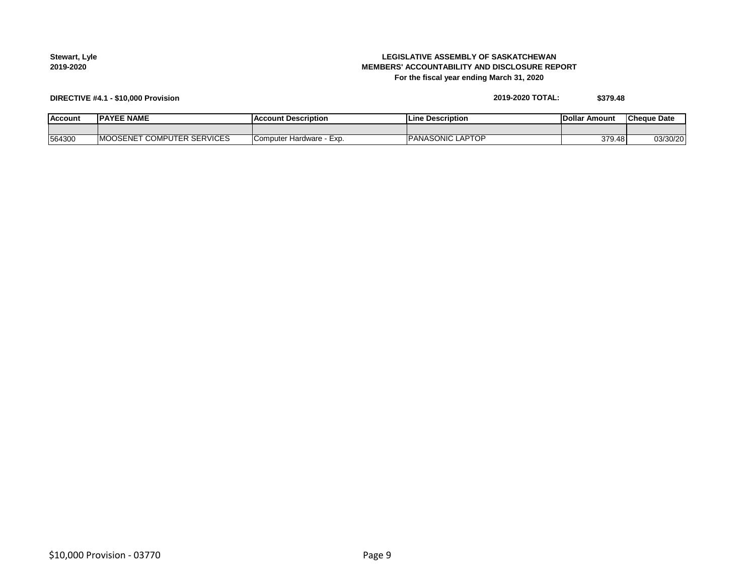**Stewart, Lyle**
**2019-2020**

**LEGISLATIVE ASSEMBLY OF SASKATCHEWAN**
**MEMBERS' ACCOUNTABILITY AND DISCLOSURE REPORT**
**For the fiscal year ending March 31, 2020**

**DIRECTIVE #4.1 - $10,000 Provision**

**2019-2020 TOTAL: $379.48**

| Account | PAYEE NAME | Account Description | Line Description | Dollar Amount | Cheque Date |
|---|---|---|---|---|---|
| | | | | | |
| 564300 | MOOSENET COMPUTER SERVICES | Computer Hardware - Exp. | PANASONIC LAPTOP | 379.48 | 03/30/20 |

$10,000 Provision - 03770